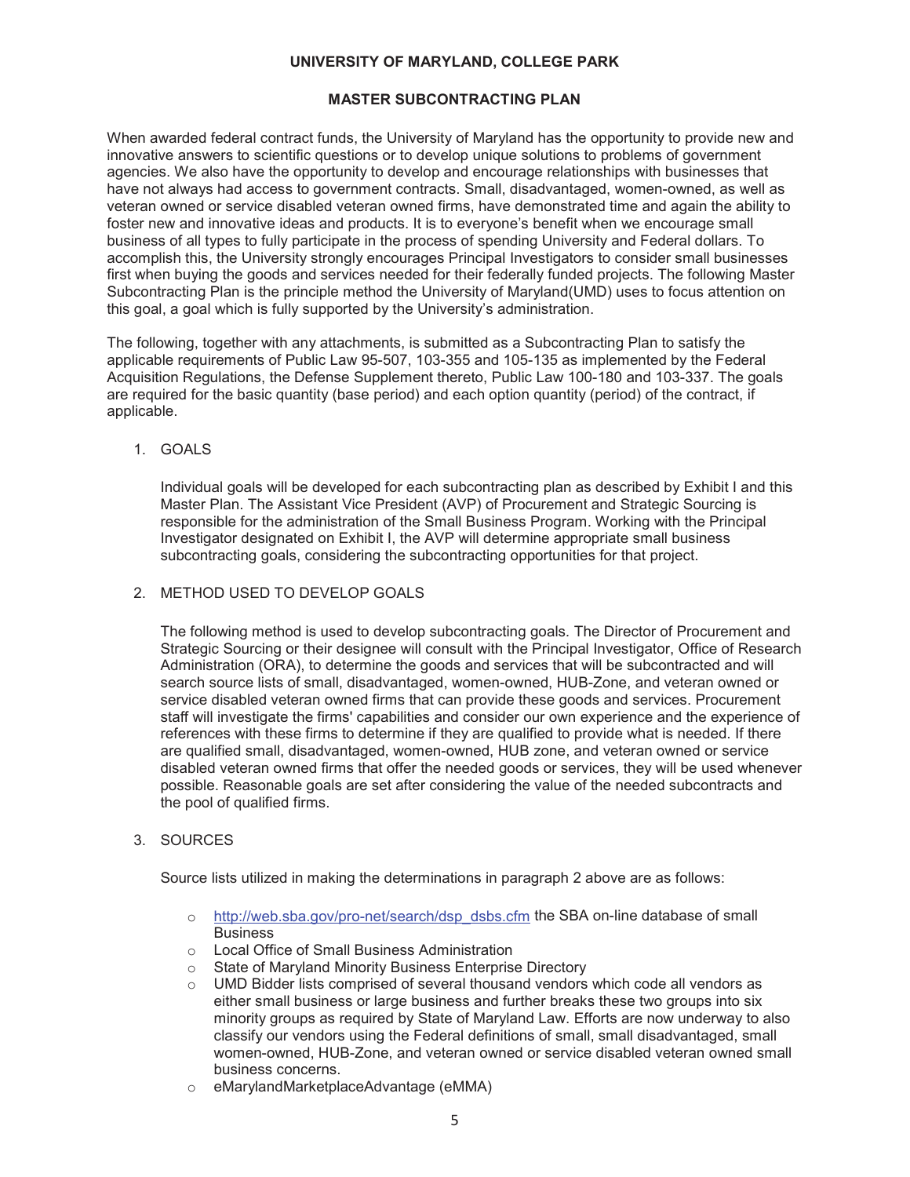# UNIVERSITY OF MARYLAND, COLLEGE PARK

## MASTER SUBCONTRACTING PLAN

When awarded federal contract funds, the University of Maryland has the opportunity to provide new and innovative answers to scientific questions or to develop unique solutions to problems of government agencies. We also have the opportunity to develop and encourage relationships with businesses that have not always had access to government contracts. Small, disadvantaged, women-owned, as well as veteran owned or service disabled veteran owned firms, have demonstrated time and again the ability to foster new and innovative ideas and products. It is to everyone's benefit when we encourage small business of all types to fully participate in the process of spending University and Federal dollars. To accomplish this, the University strongly encourages Principal Investigators to consider small businesses first when buying the goods and services needed for their federally funded projects. The following Master Subcontracting Plan is the principle method the University of Maryland(UMD) uses to focus attention on this goal, a goal which is fully supported by the University's administration.

The following, together with any attachments, is submitted as a Subcontracting Plan to satisfy the applicable requirements of Public Law 95-507, 103-355 and 105-135 as implemented by the Federal Acquisition Regulations, the Defense Supplement thereto, Public Law 100-180 and 103-337. The goals are required for the basic quantity (base period) and each option quantity (period) of the contract, if applicable.

1. GOALS

   Individual goals will be developed for each subcontracting plan as described by Exhibit I and this Master Plan. The Assistant Vice President (AVP) of Procurement and Strategic Sourcing is responsible for the administration of the Small Business Program. Working with the Principal Investigator designated on Exhibit I, the AVP will determine appropriate small business subcontracting goals, considering the subcontracting opportunities for that project.

2. METHOD USED TO DEVELOP GOALS

   The following method is used to develop subcontracting goals. The Director of Procurement and Strategic Sourcing or their designee will consult with the Principal Investigator, Office of Research Administration (ORA), to determine the goods and services that will be subcontracted and will search source lists of small, disadvantaged, women-owned, HUB-Zone, and veteran owned or service disabled veteran owned firms that can provide these goods and services. Procurement staff will investigate the firms' capabilities and consider our own experience and the experience of references with these firms to determine if they are qualified to provide what is needed. If there are qualified small, disadvantaged, women-owned, HUB zone, and veteran owned or service disabled veteran owned firms that offer the needed goods or services, they will be used whenever possible. Reasonable goals are set after considering the value of the needed subcontracts and the pool of qualified firms.

3. SOURCES

   Source lists utilized in making the determinations in paragraph 2 above are as follows:

   - http://web.sba.gov/pro-net/search/dsp_dsbs.cfm the SBA on-line database of small Business
   - Local Office of Small Business Administration
   - State of Maryland Minority Business Enterprise Directory
   - UMD Bidder lists comprised of several thousand vendors which code all vendors as either small business or large business and further breaks these two groups into six minority groups as required by State of Maryland Law. Efforts are now underway to also classify our vendors using the Federal definitions of small, small disadvantaged, small women-owned, HUB-Zone, and veteran owned or service disabled veteran owned small business concerns.
   - eMarylandMarketplaceAdvantage (eMMA)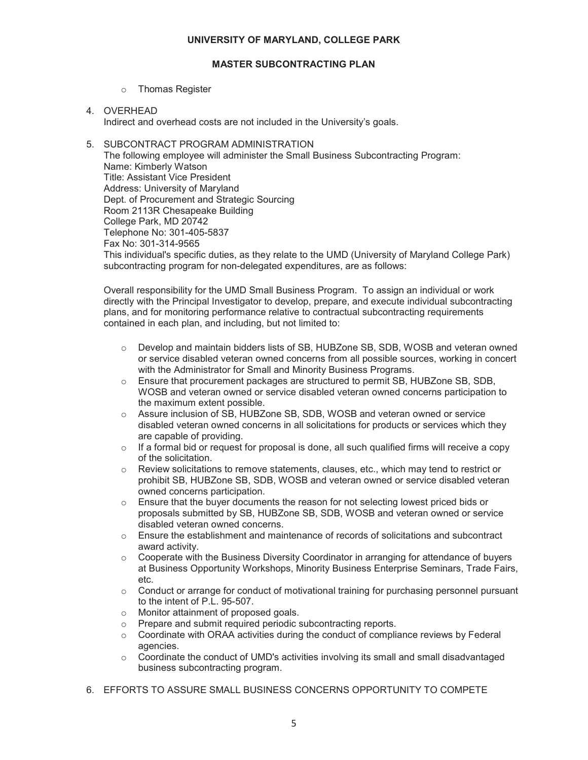- Thomas Register

4. OVERHEAD
   Indirect and overhead costs are not included in the University's goals.

5. SUBCONTRACT PROGRAM ADMINISTRATION
   The following employee will administer the Small Business Subcontracting Program:
   Name: Kimberly Watson
   Title: Assistant Vice President
   Address: University of Maryland
   Dept. of Procurement and Strategic Sourcing
   Room 2113R Chesapeake Building
   College Park, MD 20742
   Telephone No: 301-405-5837
   Fax No: 301-314-9565
   This individual's specific duties, as they relate to the UMD (University of Maryland College Park) subcontracting program for non-delegated expenditures, are as follows:

   Overall responsibility for the UMD Small Business Program. To assign an individual or work directly with the Principal Investigator to develop, prepare, and execute individual subcontracting plans, and for monitoring performance relative to contractual subcontracting requirements contained in each plan, and including, but not limited to:

   - Develop and maintain bidders lists of SB, HUBZone SB, SDB, WOSB and veteran owned or service disabled veteran owned concerns from all possible sources, working in concert with the Administrator for Small and Minority Business Programs.
   - Ensure that procurement packages are structured to permit SB, HUBZone SB, SDB, WOSB and veteran owned or service disabled veteran owned concerns participation to the maximum extent possible.
   - Assure inclusion of SB, HUBZone SB, SDB, WOSB and veteran owned or service disabled veteran owned concerns in all solicitations for products or services which they are capable of providing.
   - If a formal bid or request for proposal is done, all such qualified firms will receive a copy of the solicitation.
   - Review solicitations to remove statements, clauses, etc., which may tend to restrict or prohibit SB, HUBZone SB, SDB, WOSB and veteran owned or service disabled veteran owned concerns participation.
   - Ensure that the buyer documents the reason for not selecting lowest priced bids or proposals submitted by SB, HUBZone SB, SDB, WOSB and veteran owned or service disabled veteran owned concerns.
   - Ensure the establishment and maintenance of records of solicitations and subcontract award activity.
   - Cooperate with the Business Diversity Coordinator in arranging for attendance of buyers at Business Opportunity Workshops, Minority Business Enterprise Seminars, Trade Fairs, etc.
   - Conduct or arrange for conduct of motivational training for purchasing personnel pursuant to the intent of P.L. 95-507.
   - Monitor attainment of proposed goals.
   - Prepare and submit required periodic subcontracting reports.
   - Coordinate with ORAA activities during the conduct of compliance reviews by Federal agencies.
   - Coordinate the conduct of UMD's activities involving its small and small disadvantaged business subcontracting program.

6. EFFORTS TO ASSURE SMALL BUSINESS CONCERNS OPPORTUNITY TO COMPETE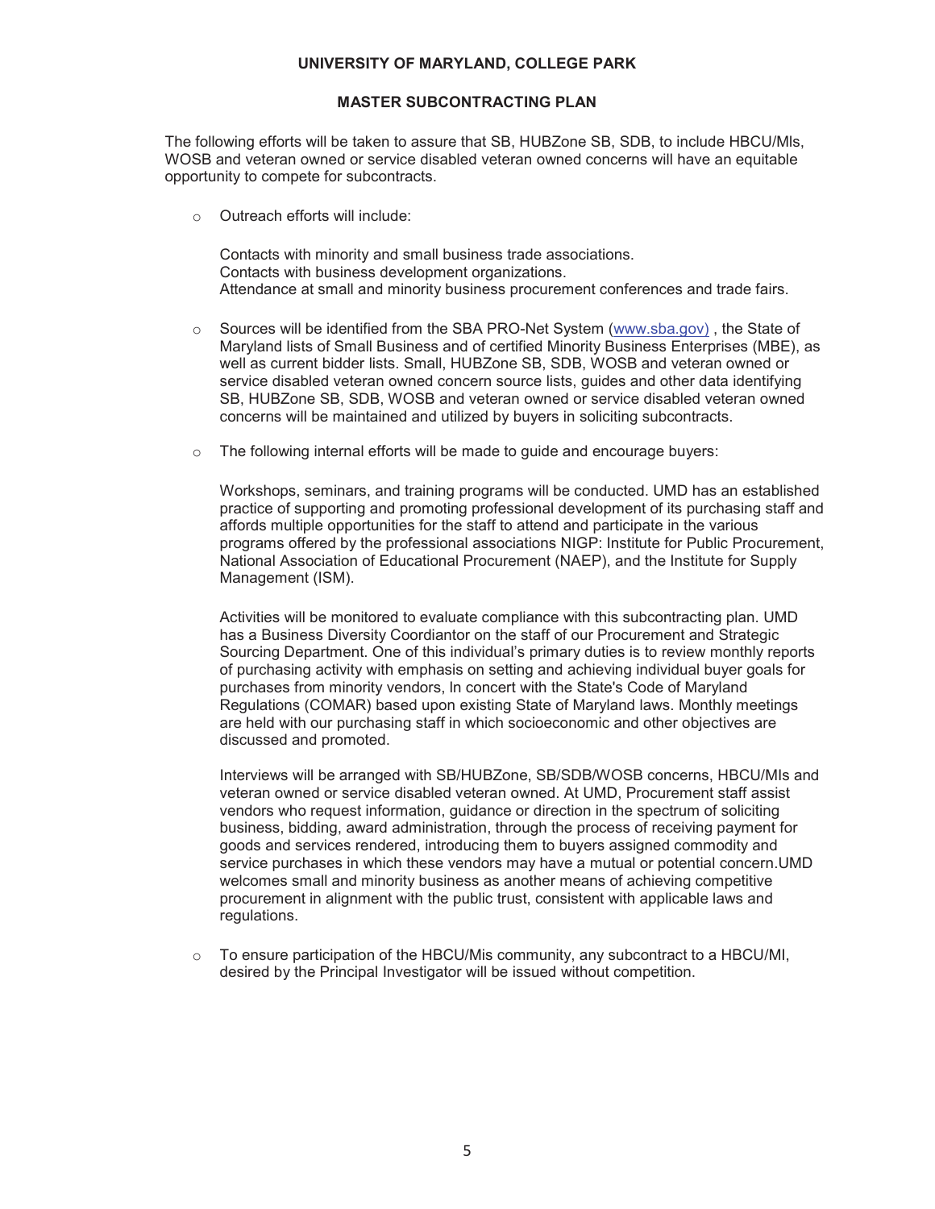**UNIVERSITY OF MARYLAND, COLLEGE PARK**

**MASTER SUBCONTRACTING PLAN**

The following efforts will be taken to assure that SB, HUBZone SB, SDB, to include HBCU/MIs, WOSB and veteran owned or service disabled veteran owned concerns will have an equitable opportunity to compete for subcontracts.

- Outreach efforts will include:

  Contacts with minority and small business trade associations.
  Contacts with business development organizations.
  Attendance at small and minority business procurement conferences and trade fairs.

- Sources will be identified from the SBA PRO-Net System (www.sba.gov) , the State of Maryland lists of Small Business and of certified Minority Business Enterprises (MBE), as well as current bidder lists. Small, HUBZone SB, SDB, WOSB and veteran owned or service disabled veteran owned concern source lists, guides and other data identifying SB, HUBZone SB, SDB, WOSB and veteran owned or service disabled veteran owned concerns will be maintained and utilized by buyers in soliciting subcontracts.

- The following internal efforts will be made to guide and encourage buyers:

  Workshops, seminars, and training programs will be conducted. UMD has an established practice of supporting and promoting professional development of its purchasing staff and affords multiple opportunities for the staff to attend and participate in the various programs offered by the professional associations NIGP: Institute for Public Procurement, National Association of Educational Procurement (NAEP), and the Institute for Supply Management (ISM).

  Activities will be monitored to evaluate compliance with this subcontracting plan. UMD has a Business Diversity Coordiantor on the staff of our Procurement and Strategic Sourcing Department. One of this individual's primary duties is to review monthly reports of purchasing activity with emphasis on setting and achieving individual buyer goals for purchases from minority vendors, In concert with the State's Code of Maryland Regulations (COMAR) based upon existing State of Maryland laws. Monthly meetings are held with our purchasing staff in which socioeconomic and other objectives are discussed and promoted.

  Interviews will be arranged with SB/HUBZone, SB/SDB/WOSB concerns, HBCU/MIs and veteran owned or service disabled veteran owned. At UMD, Procurement staff assist vendors who request information, guidance or direction in the spectrum of soliciting business, bidding, award administration, through the process of receiving payment for goods and services rendered, introducing them to buyers assigned commodity and service purchases in which these vendors may have a mutual or potential concern.UMD welcomes small and minority business as another means of achieving competitive procurement in alignment with the public trust, consistent with applicable laws and regulations.

- To ensure participation of the HBCU/Mis community, any subcontract to a HBCU/MI, desired by the Principal Investigator will be issued without competition.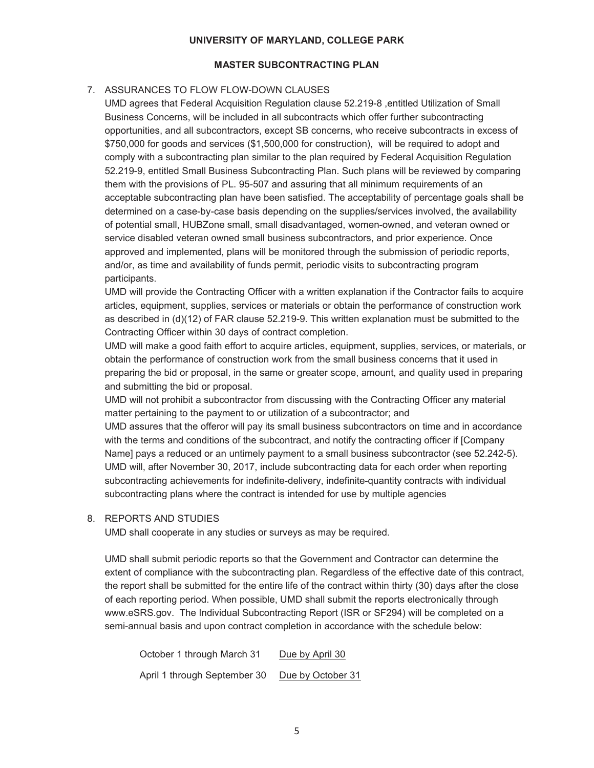**UNIVERSITY OF MARYLAND, COLLEGE PARK**

**MASTER SUBCONTRACTING PLAN**

7. ASSURANCES TO FLOW FLOW-DOWN CLAUSES

   UMD agrees that Federal Acquisition Regulation clause 52.219-8 ,entitled Utilization of Small Business Concerns, will be included in all subcontracts which offer further subcontracting opportunities, and all subcontractors, except SB concerns, who receive subcontracts in excess of $750,000 for goods and services ($1,500,000 for construction), will be required to adopt and comply with a subcontracting plan similar to the plan required by Federal Acquisition Regulation 52.219-9, entitled Small Business Subcontracting Plan. Such plans will be reviewed by comparing them with the provisions of PL. 95-507 and assuring that all minimum requirements of an acceptable subcontracting plan have been satisfied. The acceptability of percentage goals shall be determined on a case-by-case basis depending on the supplies/services involved, the availability of potential small, HUBZone small, small disadvantaged, women-owned, and veteran owned or service disabled veteran owned small business subcontractors, and prior experience. Once approved and implemented, plans will be monitored through the submission of periodic reports, and/or, as time and availability of funds permit, periodic visits to subcontracting program participants.

   UMD will provide the Contracting Officer with a written explanation if the Contractor fails to acquire articles, equipment, supplies, services or materials or obtain the performance of construction work as described in (d)(12) of FAR clause 52.219-9. This written explanation must be submitted to the Contracting Officer within 30 days of contract completion.

   UMD will make a good faith effort to acquire articles, equipment, supplies, services, or materials, or obtain the performance of construction work from the small business concerns that it used in preparing the bid or proposal, in the same or greater scope, amount, and quality used in preparing and submitting the bid or proposal.

   UMD will not prohibit a subcontractor from discussing with the Contracting Officer any material matter pertaining to the payment to or utilization of a subcontractor; and

   UMD assures that the offeror will pay its small business subcontractors on time and in accordance with the terms and conditions of the subcontract, and notify the contracting officer if [Company Name] pays a reduced or an untimely payment to a small business subcontractor (see 52.242-5).

   UMD will, after November 30, 2017, include subcontracting data for each order when reporting subcontracting achievements for indefinite-delivery, indefinite-quantity contracts with individual subcontracting plans where the contract is intended for use by multiple agencies

8. REPORTS AND STUDIES

   UMD shall cooperate in any studies or surveys as may be required.

   UMD shall submit periodic reports so that the Government and Contractor can determine the extent of compliance with the subcontracting plan. Regardless of the effective date of this contract, the report shall be submitted for the entire life of the contract within thirty (30) days after the close of each reporting period. When possible, UMD shall submit the reports electronically through www.eSRS.gov. The Individual Subcontracting Report (ISR or SF294) will be completed on a semi-annual basis and upon contract completion in accordance with the schedule below:

   | | |
   |---|---|
   | October 1 through March 31 | Due by April 30 |
   | April 1 through September 30 | Due by October 31 |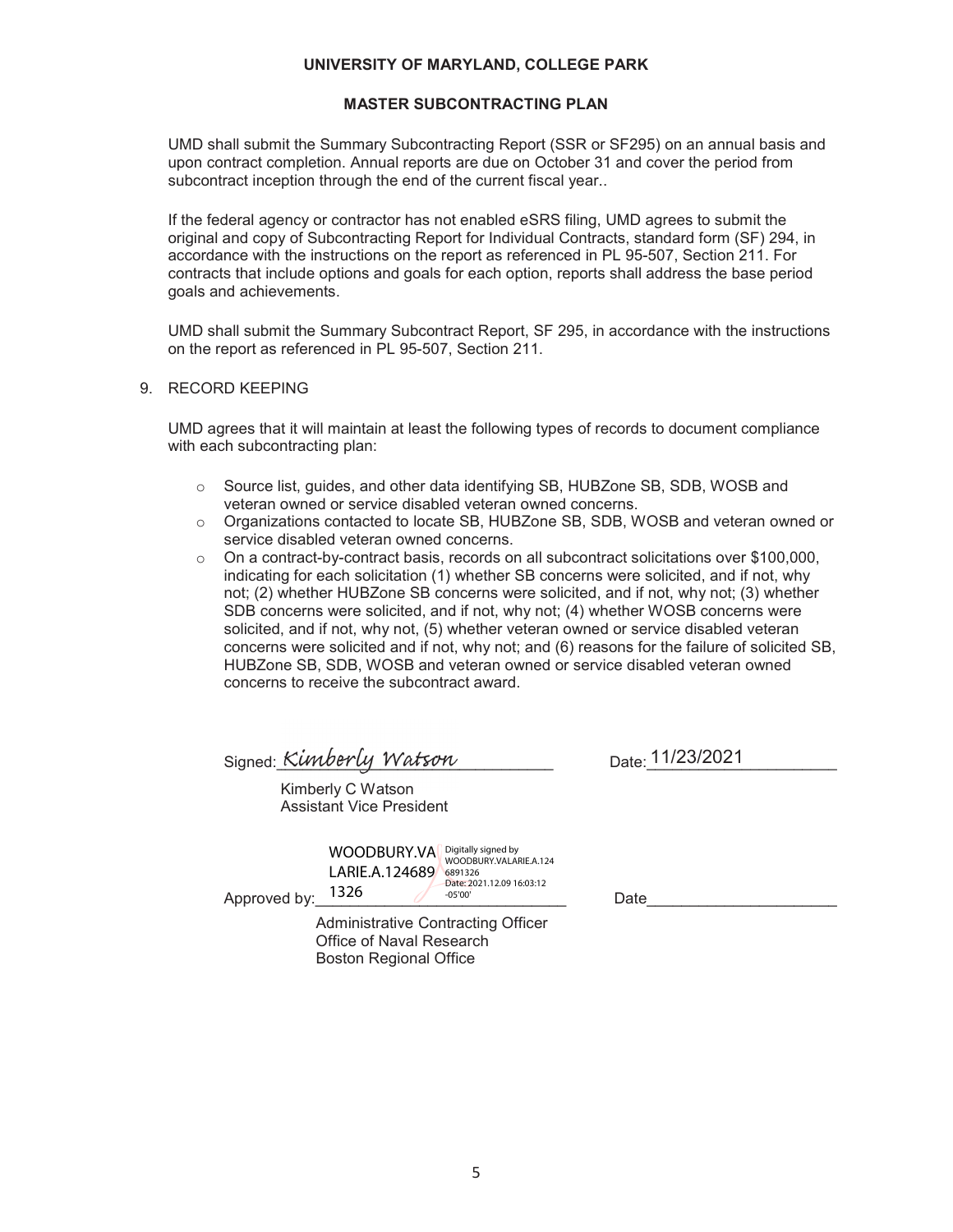UMD shall submit the Summary Subcontracting Report (SSR or SF295) on an annual basis and upon contract completion. Annual reports are due on October 31 and cover the period from subcontract inception through the end of the current fiscal year..

If the federal agency or contractor has not enabled eSRS filing, UMD agrees to submit the original and copy of Subcontracting Report for Individual Contracts, standard form (SF) 294, in accordance with the instructions on the report as referenced in PL 95-507, Section 211. For contracts that include options and goals for each option, reports shall address the base period goals and achievements.

UMD shall submit the Summary Subcontract Report, SF 295, in accordance with the instructions on the report as referenced in PL 95-507, Section 211.

9. RECORD KEEPING

UMD agrees that it will maintain at least the following types of records to document compliance with each subcontracting plan:

- Source list, guides, and other data identifying SB, HUBZone SB, SDB, WOSB and veteran owned or service disabled veteran owned concerns.
- Organizations contacted to locate SB, HUBZone SB, SDB, WOSB and veteran owned or service disabled veteran owned concerns.
- On a contract-by-contract basis, records on all subcontract solicitations over $100,000, indicating for each solicitation (1) whether SB concerns were solicited, and if not, why not; (2) whether HUBZone SB concerns were solicited, and if not, why not; (3) whether SDB concerns were solicited, and if not, why not; (4) whether WOSB concerns were solicited, and if not, why not, (5) whether veteran owned or service disabled veteran concerns were solicited and if not, why not; and (6) reasons for the failure of solicited SB, HUBZone SB, SDB, WOSB and veteran owned or service disabled veteran owned concerns to receive the subcontract award.

Signed: Kimberly Watson                                   Date: 11/23/2021

Kimberly C Watson
Assistant Vice President

Approved by: WOODBURY.VALARIE.A.1246891326 Digitally signed by WOODBURY.VALARIE.A.1246891326 Date: 2021.12.09 16:03:12 -05'00'                                   Date\_\_\_\_\_\_\_\_\_\_\_\_\_\_\_\_\_\_\_\_

Administrative Contracting Officer
Office of Naval Research
Boston Regional Office